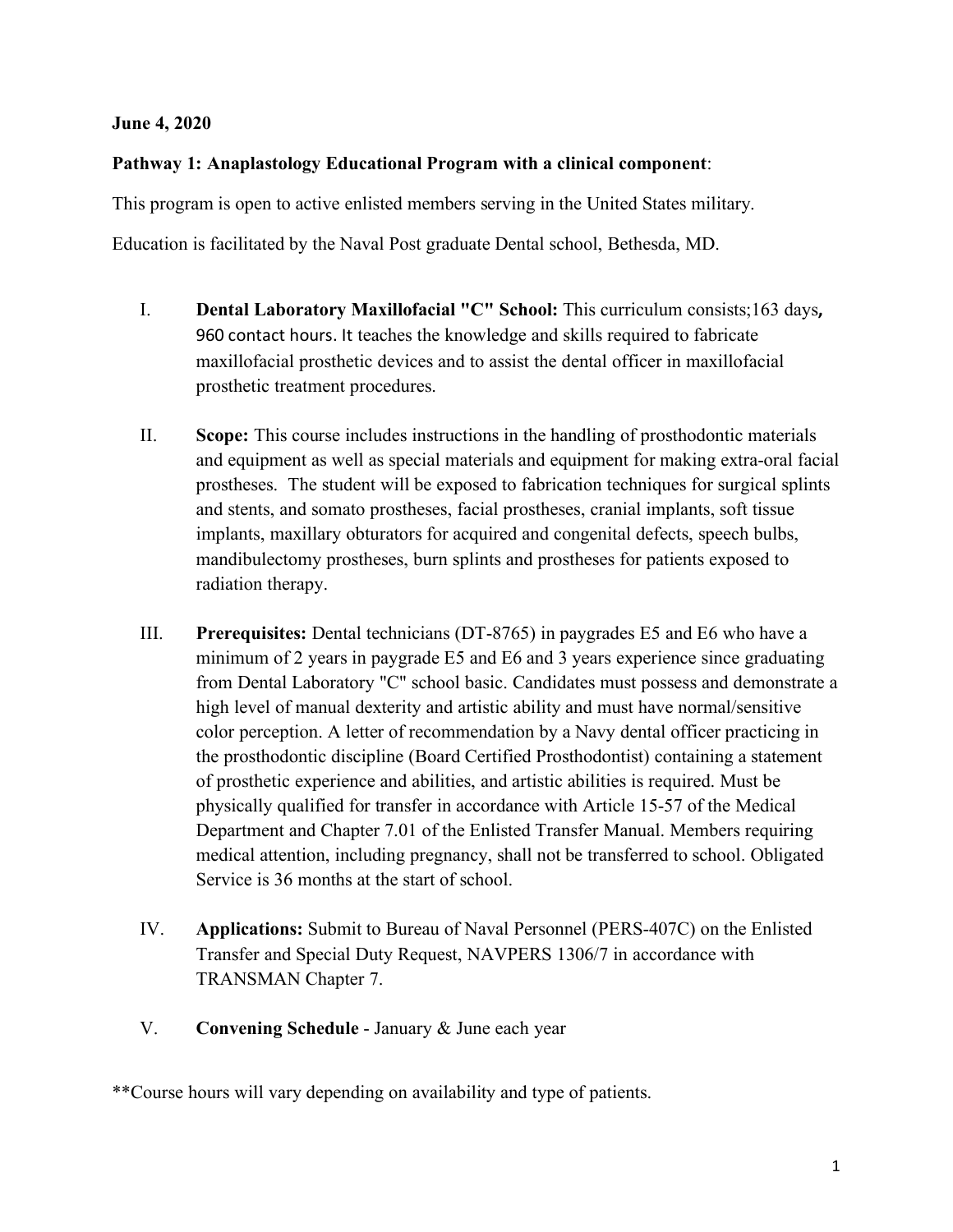**June 4, 2020**

**Pathway 1: Anaplastology Educational Program with a clinical component**:

This program is open to active enlisted members serving in the United States military.

Education is facilitated by the Naval Post graduate Dental school, Bethesda, MD.

I. **Dental Laboratory Maxillofacial "C" School:** This curriculum consists;163 days**,** 960 contact hours. It teaches the knowledge and skills required to fabricate maxillofacial prosthetic devices and to assist the dental officer in maxillofacial prosthetic treatment procedures.

II. **Scope:** This course includes instructions in the handling of prosthodontic materials and equipment as well as special materials and equipment for making extra-oral facial prostheses. The student will be exposed to fabrication techniques for surgical splints and stents, and somato prostheses, facial prostheses, cranial implants, soft tissue implants, maxillary obturators for acquired and congenital defects, speech bulbs, mandibulectomy prostheses, burn splints and prostheses for patients exposed to radiation therapy.

III. **Prerequisites:** Dental technicians (DT-8765) in paygrades E5 and E6 who have a minimum of 2 years in paygrade E5 and E6 and 3 years experience since graduating from Dental Laboratory "C" school basic. Candidates must possess and demonstrate a high level of manual dexterity and artistic ability and must have normal/sensitive color perception. A letter of recommendation by a Navy dental officer practicing in the prosthodontic discipline (Board Certified Prosthodontist) containing a statement of prosthetic experience and abilities, and artistic abilities is required. Must be physically qualified for transfer in accordance with Article 15-57 of the Medical Department and Chapter 7.01 of the Enlisted Transfer Manual. Members requiring medical attention, including pregnancy, shall not be transferred to school. Obligated Service is 36 months at the start of school.

IV. **Applications:** Submit to Bureau of Naval Personnel (PERS-407C) on the Enlisted Transfer and Special Duty Request, NAVPERS 1306/7 in accordance with TRANSMAN Chapter 7.

V. **Convening Schedule** - January & June each year

**Course hours will vary depending on availability and type of patients.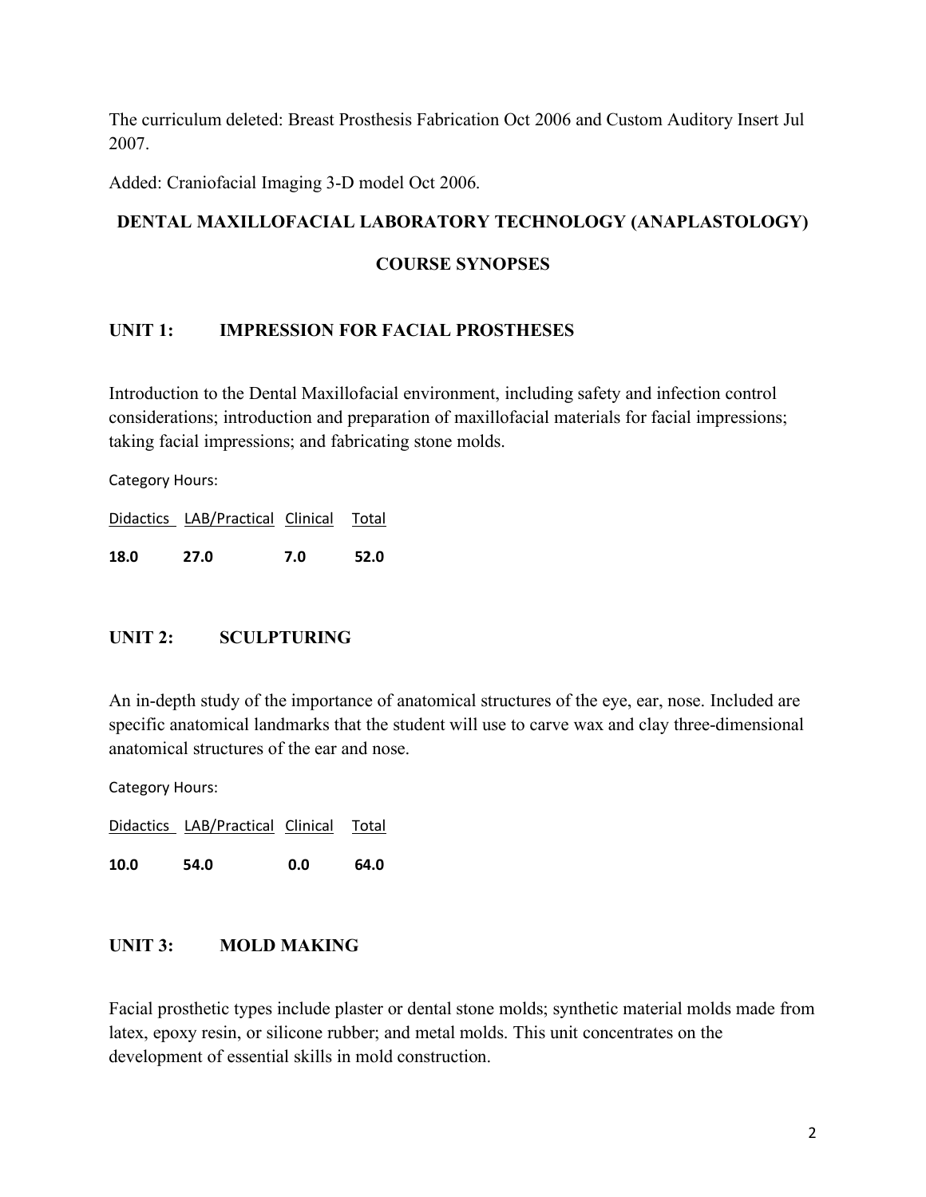The curriculum deleted: Breast Prosthesis Fabrication Oct 2006 and Custom Auditory Insert Jul 2007.

Added: Craniofacial Imaging 3-D model Oct 2006.

## DENTAL MAXILLOFACIAL LABORATORY TECHNOLOGY (ANAPLASTOLOGY)

## COURSE SYNOPSES

### UNIT 1: IMPRESSION FOR FACIAL PROSTHESES

Introduction to the Dental Maxillofacial environment, including safety and infection control considerations; introduction and preparation of maxillofacial materials for facial impressions; taking facial impressions; and fabricating stone molds.

Category Hours:

| Didactics | LAB/Practical | Clinical | Total |
|---|---|---|---|
| **18.0** | **27.0** | **7.0** | **52.0** |

### UNIT 2: SCULPTURING

An in-depth study of the importance of anatomical structures of the eye, ear, nose. Included are specific anatomical landmarks that the student will use to carve wax and clay three-dimensional anatomical structures of the ear and nose.

Category Hours:

| Didactics | LAB/Practical | Clinical | Total |
|---|---|---|---|
| **10.0** | **54.0** | **0.0** | **64.0** |

### UNIT 3: MOLD MAKING

Facial prosthetic types include plaster or dental stone molds; synthetic material molds made from latex, epoxy resin, or silicone rubber; and metal molds. This unit concentrates on the development of essential skills in mold construction.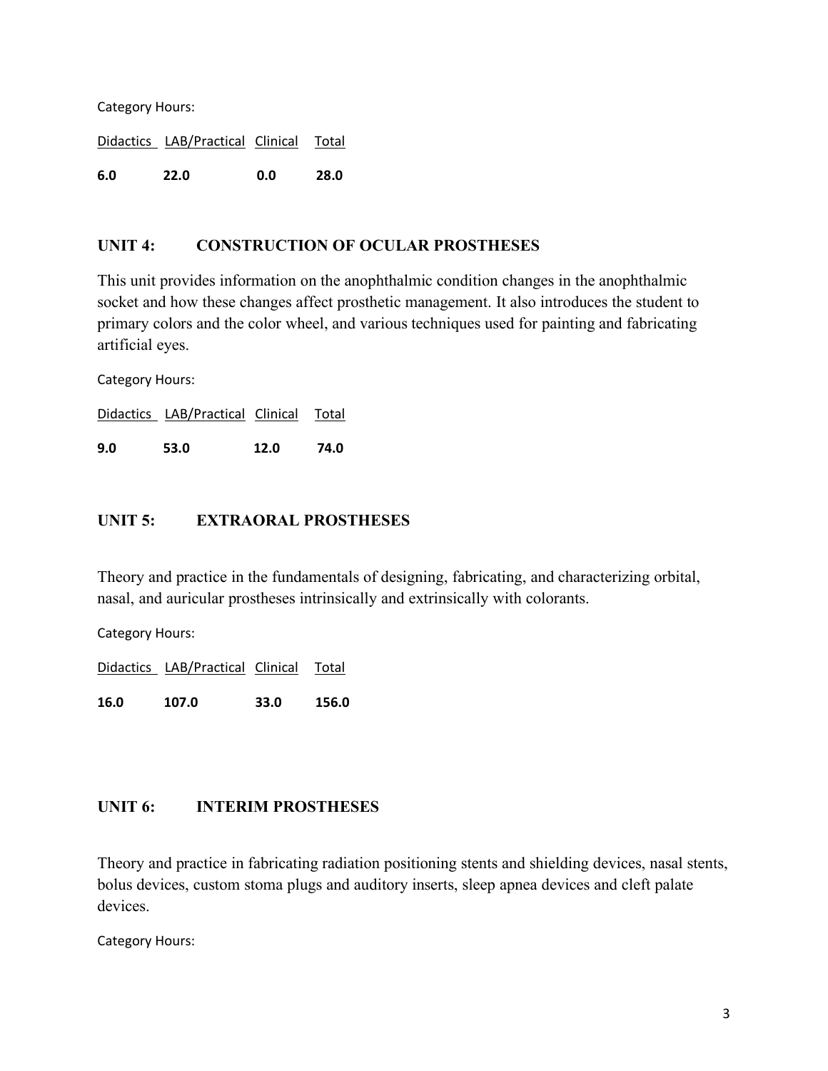Category Hours:

| Didactics | LAB/Practical | Clinical | Total |
|---|---|---|---|
| **6.0** | **22.0** | **0.0** | **28.0** |

## UNIT 4: CONSTRUCTION OF OCULAR PROSTHESES

This unit provides information on the anophthalmic condition changes in the anophthalmic socket and how these changes affect prosthetic management. It also introduces the student to primary colors and the color wheel, and various techniques used for painting and fabricating artificial eyes.

Category Hours:

| Didactics | LAB/Practical | Clinical | Total |
|---|---|---|---|
| **9.0** | **53.0** | **12.0** | **74.0** |

## UNIT 5: EXTRAORAL PROSTHESES

Theory and practice in the fundamentals of designing, fabricating, and characterizing orbital, nasal, and auricular prostheses intrinsically and extrinsically with colorants.

Category Hours:

| Didactics | LAB/Practical | Clinical | Total |
|---|---|---|---|
| **16.0** | **107.0** | **33.0** | **156.0** |

## UNIT 6: INTERIM PROSTHESES

Theory and practice in fabricating radiation positioning stents and shielding devices, nasal stents, bolus devices, custom stoma plugs and auditory inserts, sleep apnea devices and cleft palate devices.

Category Hours: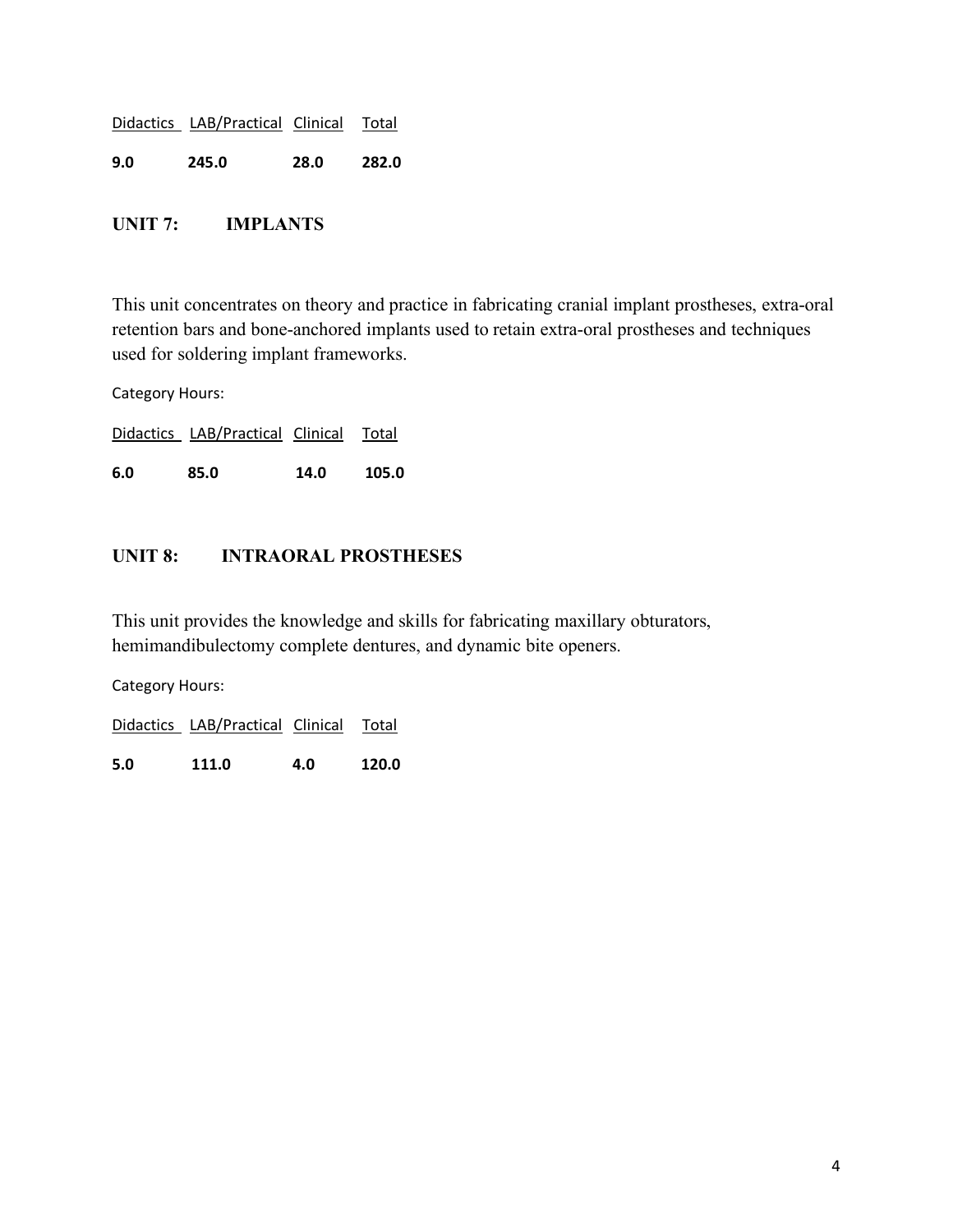| Didactics | LAB/Practical | Clinical | Total |
|---|---|---|---|
| **9.0** | **245.0** | **28.0** | **282.0** |

## UNIT 7: IMPLANTS

This unit concentrates on theory and practice in fabricating cranial implant prostheses, extra-oral retention bars and bone-anchored implants used to retain extra-oral prostheses and techniques used for soldering implant frameworks.

Category Hours:

| Didactics | LAB/Practical | Clinical | Total |
|---|---|---|---|
| **6.0** | **85.0** | **14.0** | **105.0** |

## UNIT 8: INTRAORAL PROSTHESES

This unit provides the knowledge and skills for fabricating maxillary obturators, hemimandibulectomy complete dentures, and dynamic bite openers.

Category Hours:

| Didactics | LAB/Practical | Clinical | Total |
|---|---|---|---|
| **5.0** | **111.0** | **4.0** | **120.0** |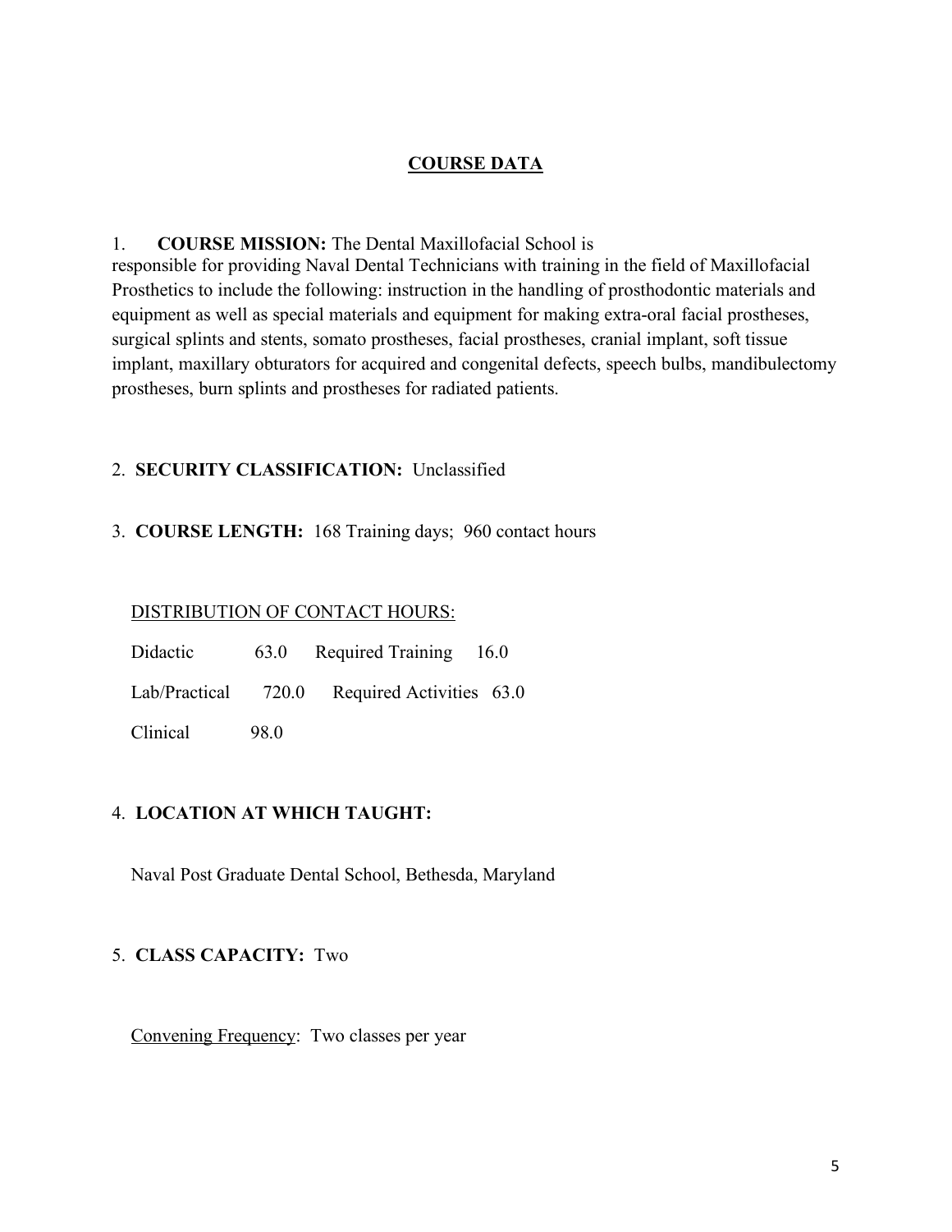## COURSE DATA

1. **COURSE MISSION:** The Dental Maxillofacial School is responsible for providing Naval Dental Technicians with training in the field of Maxillofacial Prosthetics to include the following: instruction in the handling of prosthodontic materials and equipment as well as special materials and equipment for making extra-oral facial prostheses, surgical splints and stents, somato prostheses, facial prostheses, cranial implant, soft tissue implant, maxillary obturators for acquired and congenital defects, speech bulbs, mandibulectomy prostheses, burn splints and prostheses for radiated patients.

2. **SECURITY CLASSIFICATION:** Unclassified

3. **COURSE LENGTH:** 168 Training days; 960 contact hours

DISTRIBUTION OF CONTACT HOURS:

| | | | |
|---|---|---|---|
| Didactic | 63.0 | Required Training | 16.0 |
| Lab/Practical | 720.0 | Required Activities | 63.0 |
| Clinical | 98.0 | | |

4. **LOCATION AT WHICH TAUGHT:**

Naval Post Graduate Dental School, Bethesda, Maryland

5. **CLASS CAPACITY:** Two

Convening Frequency: Two classes per year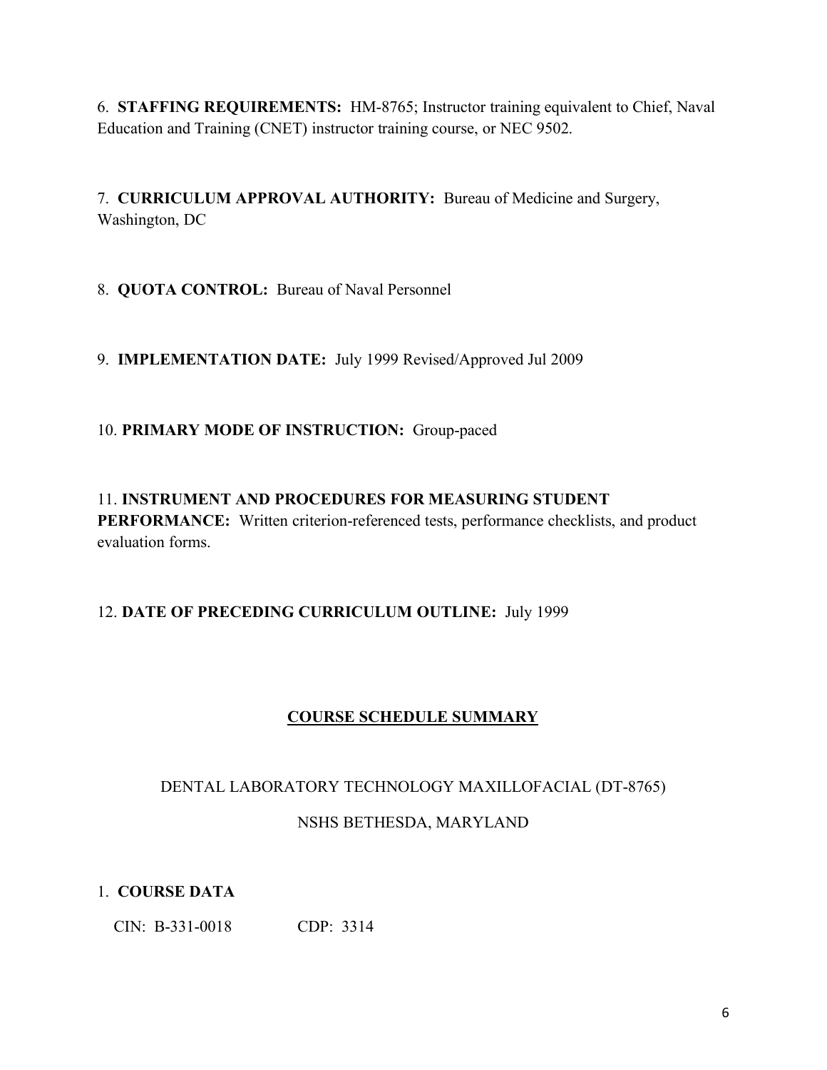6. **STAFFING REQUIREMENTS:** HM-8765; Instructor training equivalent to Chief, Naval Education and Training (CNET) instructor training course, or NEC 9502.

7. **CURRICULUM APPROVAL AUTHORITY:** Bureau of Medicine and Surgery, Washington, DC

8. **QUOTA CONTROL:** Bureau of Naval Personnel

9. **IMPLEMENTATION DATE:** July 1999 Revised/Approved Jul 2009

10. **PRIMARY MODE OF INSTRUCTION:** Group-paced

11. **INSTRUMENT AND PROCEDURES FOR MEASURING STUDENT PERFORMANCE:** Written criterion-referenced tests, performance checklists, and product evaluation forms.

12. **DATE OF PRECEDING CURRICULUM OUTLINE:** July 1999

## COURSE SCHEDULE SUMMARY

DENTAL LABORATORY TECHNOLOGY MAXILLOFACIAL (DT-8765)

NSHS BETHESDA, MARYLAND

1. **COURSE DATA**

   CIN: B-331-0018 CDP: 3314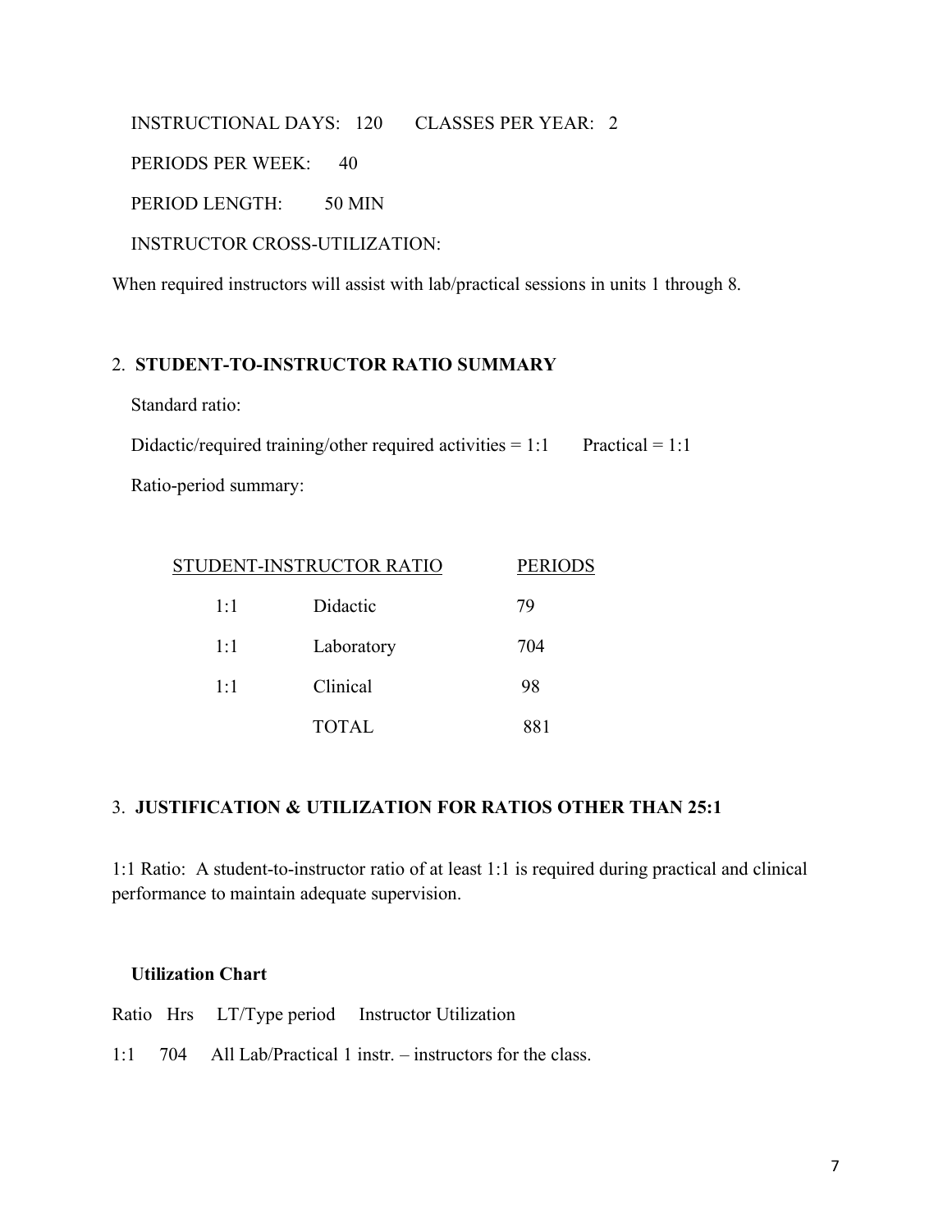INSTRUCTIONAL DAYS: 120 CLASSES PER YEAR: 2

PERIODS PER WEEK: 40

PERIOD LENGTH: 50 MIN

INSTRUCTOR CROSS-UTILIZATION:

When required instructors will assist with lab/practical sessions in units 1 through 8.

## 2. STUDENT-TO-INSTRUCTOR RATIO SUMMARY

Standard ratio:

Didactic/required training/other required activities = 1:1 Practical = 1:1

Ratio-period summary:

| STUDENT-INSTRUCTOR RATIO | | PERIODS |
|---|---|---|
| 1:1 | Didactic | 79 |
| 1:1 | Laboratory | 704 |
| 1:1 | Clinical | 98 |
| | TOTAL | 881 |

## 3. JUSTIFICATION & UTILIZATION FOR RATIOS OTHER THAN 25:1

1:1 Ratio: A student-to-instructor ratio of at least 1:1 is required during practical and clinical performance to maintain adequate supervision.

**Utilization Chart**

| Ratio | Hrs | LT/Type period | Instructor Utilization |
|---|---|---|---|
| 1:1 | 704 | All Lab/Practical | 1 instr. – instructors for the class. |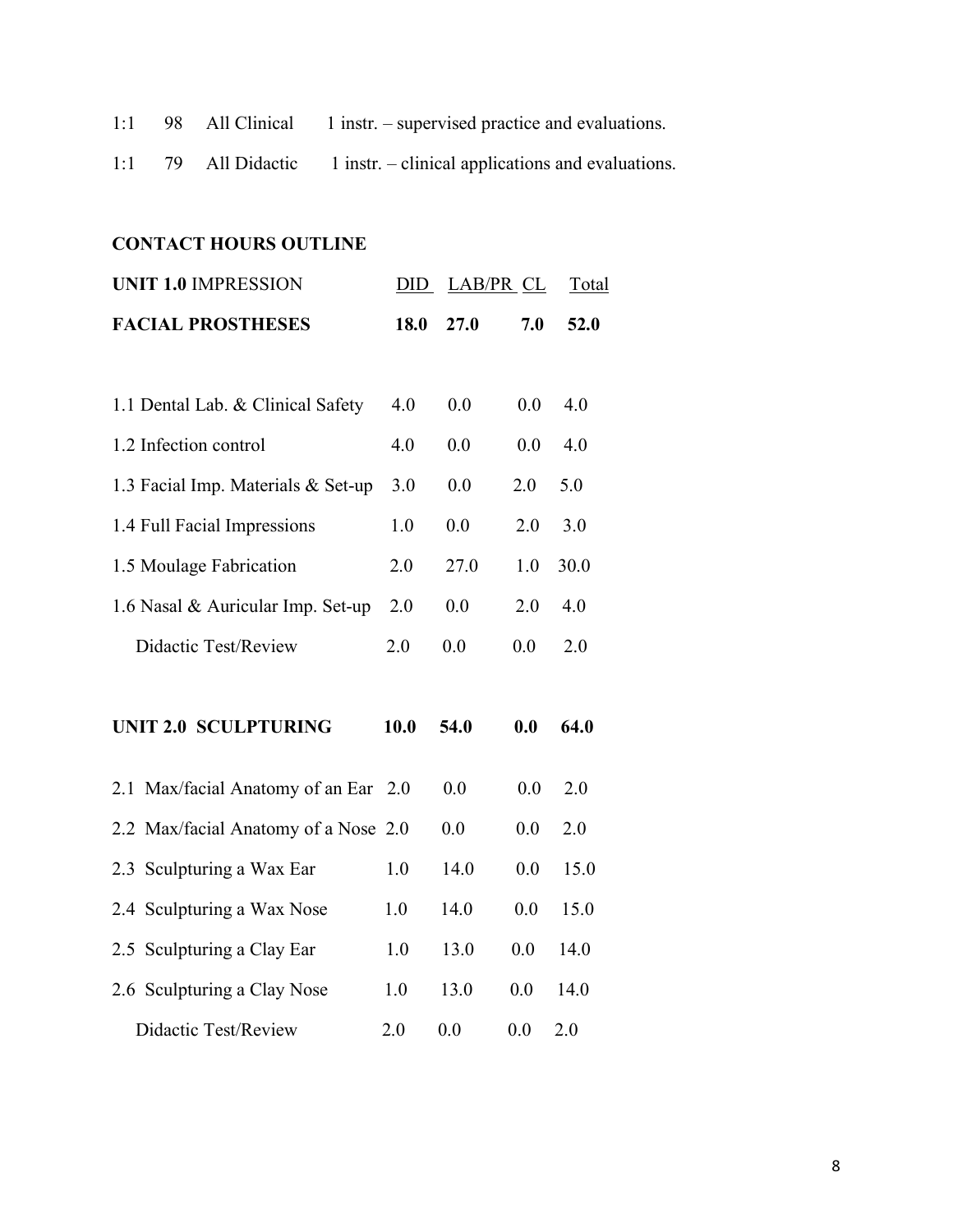| | | | |
|---|---|---|---|
| 1:1 | 98 | All Clinical | 1 instr. – supervised practice and evaluations. |
| 1:1 | 79 | All Didactic | 1 instr. – clinical applications and evaluations. |

**CONTACT HOURS OUTLINE**

| **UNIT 1.0** IMPRESSION | DID | LAB/PR | CL | Total |
|---|---|---|---|---|
| **FACIAL PROSTHESES** | **18.0** | **27.0** | **7.0** | **52.0** |
| 1.1 Dental Lab. & Clinical Safety | 4.0 | 0.0 | 0.0 | 4.0 |
| 1.2 Infection control | 4.0 | 0.0 | 0.0 | 4.0 |
| 1.3 Facial Imp. Materials & Set-up | 3.0 | 0.0 | 2.0 | 5.0 |
| 1.4 Full Facial Impressions | 1.0 | 0.0 | 2.0 | 3.0 |
| 1.5 Moulage Fabrication | 2.0 | 27.0 | 1.0 | 30.0 |
| 1.6 Nasal & Auricular Imp. Set-up | 2.0 | 0.0 | 2.0 | 4.0 |
| Didactic Test/Review | 2.0 | 0.0 | 0.0 | 2.0 |
| **UNIT 2.0 SCULPTURING** | **10.0** | **54.0** | **0.0** | **64.0** |
| 2.1 Max/facial Anatomy of an Ear | 2.0 | 0.0 | 0.0 | 2.0 |
| 2.2 Max/facial Anatomy of a Nose | 2.0 | 0.0 | 0.0 | 2.0 |
| 2.3 Sculpturing a Wax Ear | 1.0 | 14.0 | 0.0 | 15.0 |
| 2.4 Sculpturing a Wax Nose | 1.0 | 14.0 | 0.0 | 15.0 |
| 2.5 Sculpturing a Clay Ear | 1.0 | 13.0 | 0.0 | 14.0 |
| 2.6 Sculpturing a Clay Nose | 1.0 | 13.0 | 0.0 | 14.0 |
| Didactic Test/Review | 2.0 | 0.0 | 0.0 | 2.0 |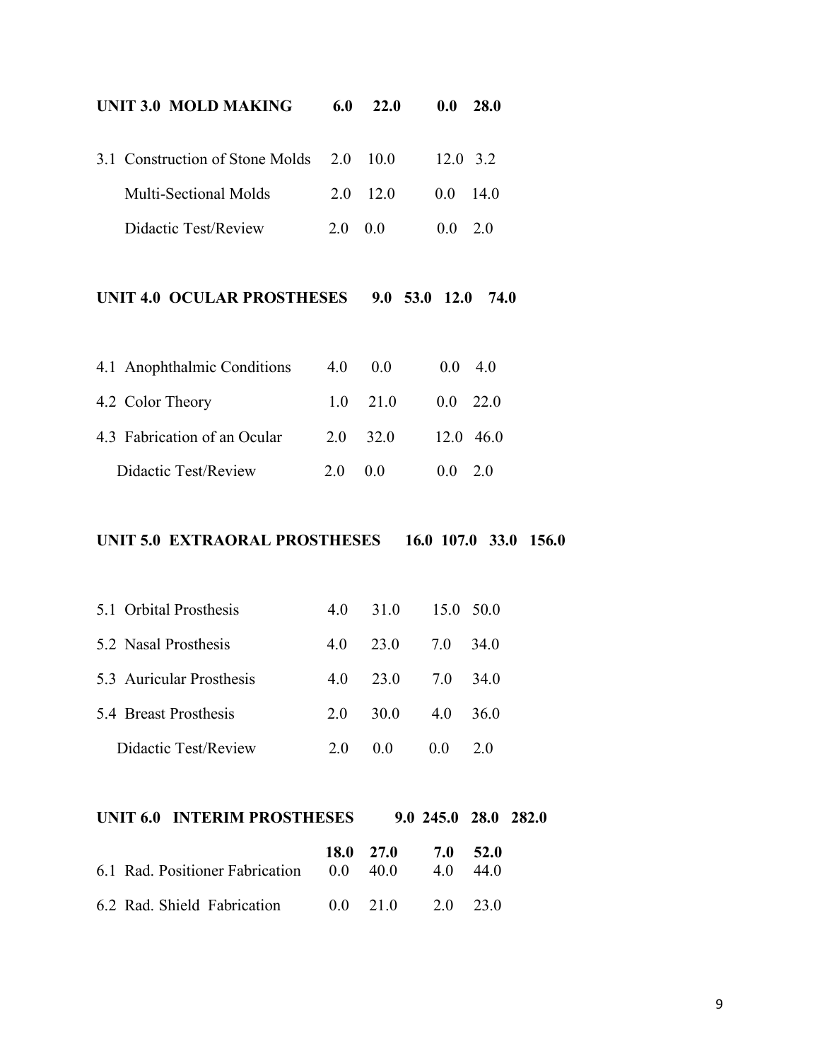| | | | | |
|---|---|---|---|---|
| **UNIT 3.0 MOLD MAKING** | **6.0** | **22.0** | **0.0** | **28.0** |
| 3.1 Construction of Stone Molds | 2.0 | 10.0 | 12.0 | 3.2 |
| Multi-Sectional Molds | 2.0 | 12.0 | 0.0 | 14.0 |
| Didactic Test/Review | 2.0 | 0.0 | 0.0 | 2.0 |
| **UNIT 4.0 OCULAR PROSTHESES** | **9.0** | **53.0** | **12.0** | **74.0** |
| 4.1 Anophthalmic Conditions | 4.0 | 0.0 | 0.0 | 4.0 |
| 4.2 Color Theory | 1.0 | 21.0 | 0.0 | 22.0 |
| 4.3 Fabrication of an Ocular | 2.0 | 32.0 | 12.0 | 46.0 |
| Didactic Test/Review | 2.0 | 0.0 | 0.0 | 2.0 |
| **UNIT 5.0 EXTRAORAL PROSTHESES** | **16.0** | **107.0** | **33.0** | **156.0** |
| 5.1 Orbital Prosthesis | 4.0 | 31.0 | 15.0 | 50.0 |
| 5.2 Nasal Prosthesis | 4.0 | 23.0 | 7.0 | 34.0 |
| 5.3 Auricular Prosthesis | 4.0 | 23.0 | 7.0 | 34.0 |
| 5.4 Breast Prosthesis | 2.0 | 30.0 | 4.0 | 36.0 |
| Didactic Test/Review | 2.0 | 0.0 | 0.0 | 2.0 |
| **UNIT 6.0 INTERIM PROSTHESES** | **9.0** | **245.0** | **28.0** | **282.0** |
| | **18.0** | **27.0** | **7.0** | **52.0** |
| 6.1 Rad. Positioner Fabrication | 0.0 | 40.0 | 4.0 | 44.0 |
| 6.2 Rad. Shield Fabrication | 0.0 | 21.0 | 2.0 | 23.0 |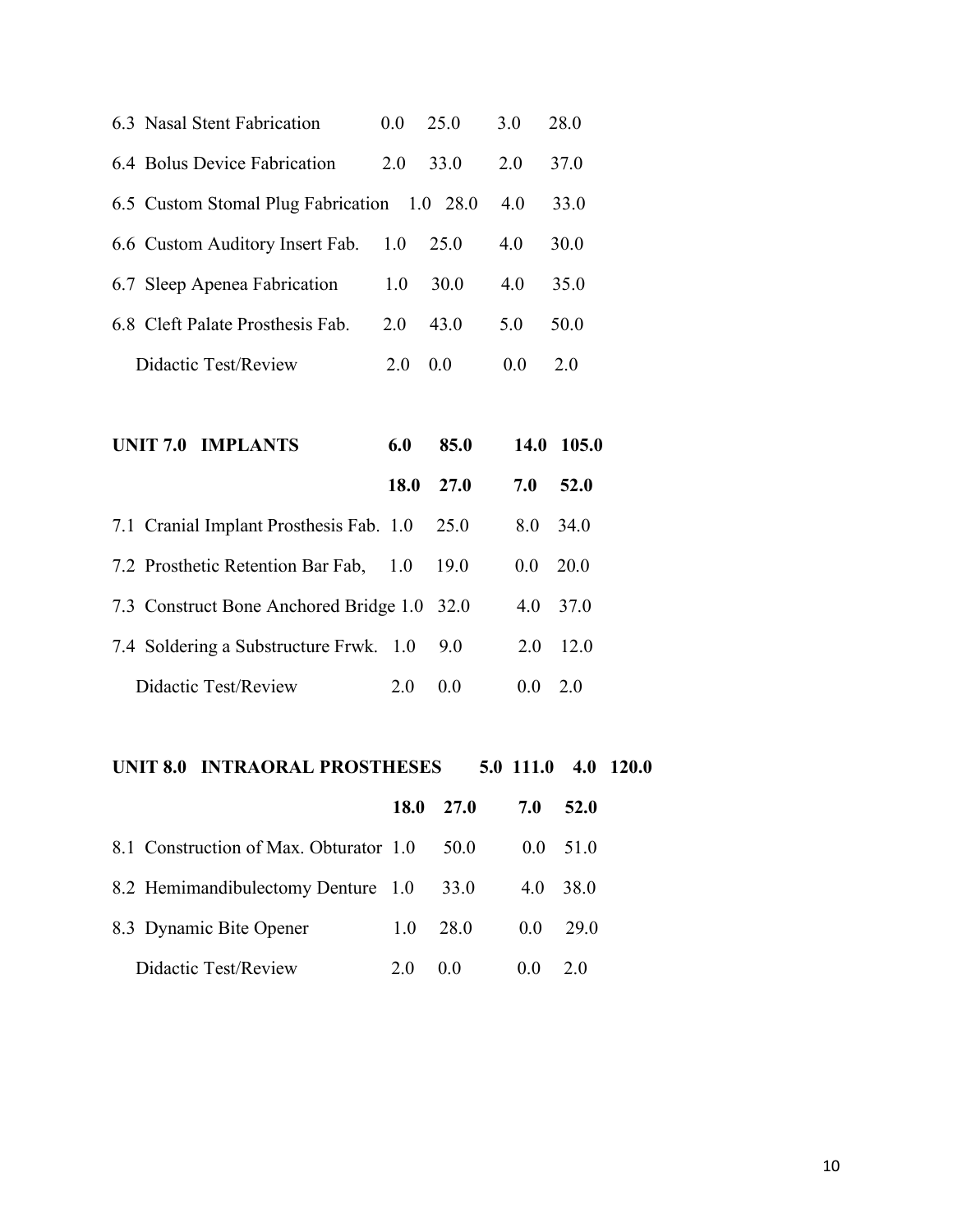| | | | | |
|---|---|---|---|---|
| 6.3 Nasal Stent Fabrication | 0.0 | 25.0 | 3.0 | 28.0 |
| 6.4 Bolus Device Fabrication | 2.0 | 33.0 | 2.0 | 37.0 |
| 6.5 Custom Stomal Plug Fabrication | 1.0 | 28.0 | 4.0 | 33.0 |
| 6.6 Custom Auditory Insert Fab. | 1.0 | 25.0 | 4.0 | 30.0 |
| 6.7 Sleep Apenea Fabrication | 1.0 | 30.0 | 4.0 | 35.0 |
| 6.8 Cleft Palate Prosthesis Fab. | 2.0 | 43.0 | 5.0 | 50.0 |
| Didactic Test/Review | 2.0 | 0.0 | 0.0 | 2.0 |
| **UNIT 7.0 IMPLANTS** | **6.0** | **85.0** | **14.0** | **105.0** |
| | **18.0** | **27.0** | **7.0** | **52.0** |
| 7.1 Cranial Implant Prosthesis Fab. | 1.0 | 25.0 | 8.0 | 34.0 |
| 7.2 Prosthetic Retention Bar Fab, | 1.0 | 19.0 | 0.0 | 20.0 |
| 7.3 Construct Bone Anchored Bridge | 1.0 | 32.0 | 4.0 | 37.0 |
| 7.4 Soldering a Substructure Frwk. | 1.0 | 9.0 | 2.0 | 12.0 |
| Didactic Test/Review | 2.0 | 0.0 | 0.0 | 2.0 |
| **UNIT 8.0 INTRAORAL PROSTHESES** | **5.0** | **111.0** | **4.0** | **120.0** |
| | **18.0** | **27.0** | **7.0** | **52.0** |
| 8.1 Construction of Max. Obturator | 1.0 | 50.0 | 0.0 | 51.0 |
| 8.2 Hemimandibulectomy Denture | 1.0 | 33.0 | 4.0 | 38.0 |
| 8.3 Dynamic Bite Opener | 1.0 | 28.0 | 0.0 | 29.0 |
| Didactic Test/Review | 2.0 | 0.0 | 0.0 | 2.0 |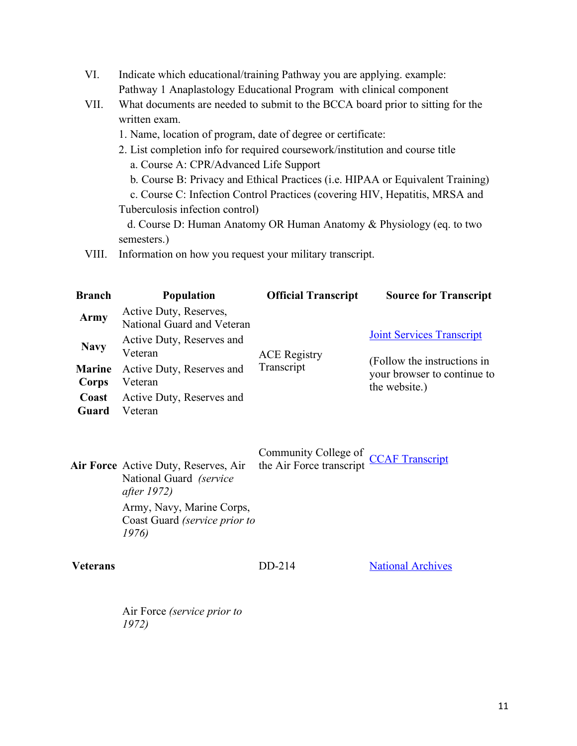VI. Indicate which educational/training Pathway you are applying. example: Pathway 1 Anaplastology Educational Program with clinical component

VII. What documents are needed to submit to the BCCA board prior to sitting for the written exam.

1. Name, location of program, date of degree or certificate:
2. List completion info for required coursework/institution and course title
   a. Course A: CPR/Advanced Life Support
   b. Course B: Privacy and Ethical Practices (i.e. HIPAA or Equivalent Training)
   c. Course C: Infection Control Practices (covering HIV, Hepatitis, MRSA and Tuberculosis infection control)
   d. Course D: Human Anatomy OR Human Anatomy & Physiology (eq. to two semesters.)

VIII. Information on how you request your military transcript.

| Branch | Population | Official Transcript | Source for Transcript |
|---|---|---|---|
| **Army** | Active Duty, Reserves, National Guard and Veteran | ACE Registry Transcript | Joint Services Transcript (Follow the instructions in your browser to continue to the website.) |
| **Navy** | Active Duty, Reserves and Veteran | | |
| **Marine Corps** | Active Duty, Reserves and Veteran | | |
| **Coast Guard** | Active Duty, Reserves and Veteran | | |
| **Air Force** | Active Duty, Reserves, Air National Guard *(service after 1972)* | Community College of the Air Force transcript | CCAF Transcript |
| | Army, Navy, Marine Corps, Coast Guard *(service prior to 1976)* | | |
| **Veterans** | | DD-214 | National Archives |
| | Air Force *(service prior to 1972)* | | |